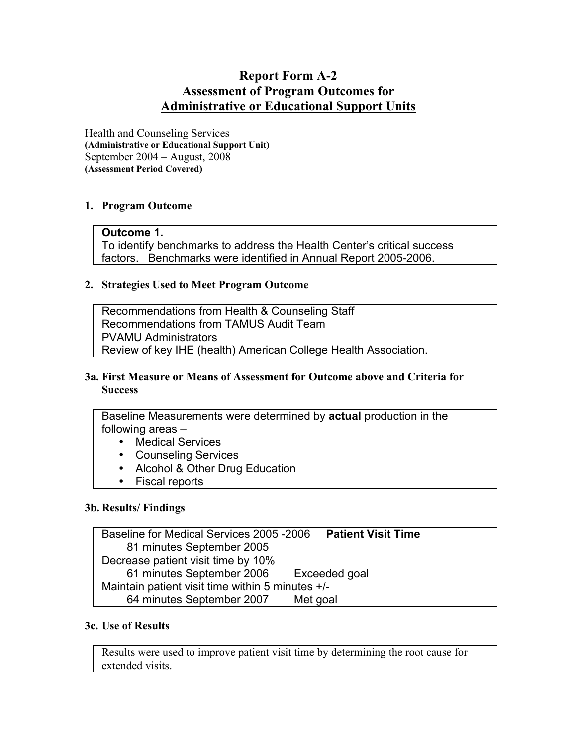# Report Form A-2
# Assessment of Program Outcomes for
# Administrative or Educational Support Units

Health and Counseling Services
**(Administrative or Educational Support Unit)**
September 2004 – August, 2008
**(Assessment Period Covered)**

### 1. Program Outcome

**Outcome 1.**
To identify benchmarks to address the Health Center's critical success factors. Benchmarks were identified in Annual Report 2005-2006.

### 2. Strategies Used to Meet Program Outcome

Recommendations from Health & Counseling Staff
Recommendations from TAMUS Audit Team
PVAMU Administrators
Review of key IHE (health) American College Health Association.

### 3a. First Measure or Means of Assessment for Outcome above and Criteria for Success

Baseline Measurements were determined by **actual** production in the following areas –

- Medical Services
- Counseling Services
- Alcohol & Other Drug Education
- Fiscal reports

### 3b. Results/ Findings

Baseline for Medical Services 2005 -2006 **Patient Visit Time**
81 minutes September 2005
Decrease patient visit time by 10%
61 minutes September 2006 Exceeded goal
Maintain patient visit time within 5 minutes +/-
64 minutes September 2007 Met goal

### 3c. Use of Results

Results were used to improve patient visit time by determining the root cause for extended visits.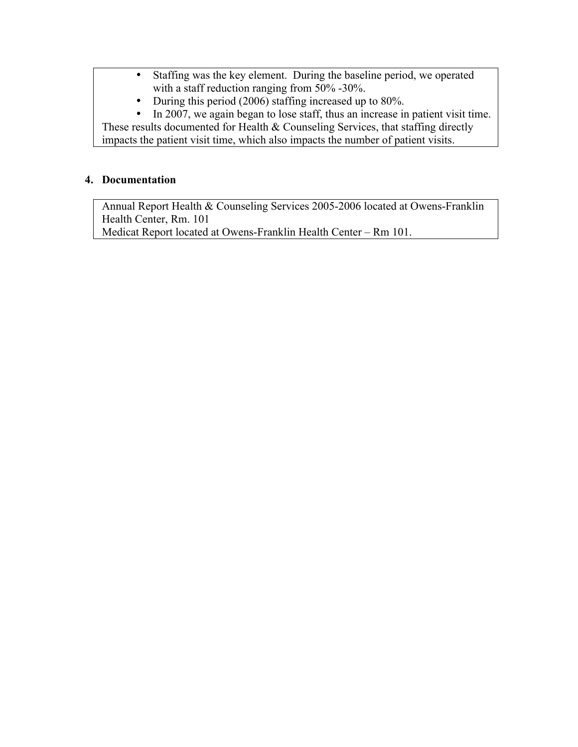- Staffing was the key element. During the baseline period, we operated with a staff reduction ranging from 50% -30%.
- During this period (2006) staffing increased up to 80%.
- In 2007, we again began to lose staff, thus an increase in patient visit time.

These results documented for Health & Counseling Services, that staffing directly impacts the patient visit time, which also impacts the number of patient visits.

**4. Documentation**

Annual Report Health & Counseling Services 2005-2006 located at Owens-Franklin Health Center, Rm. 101
Medicat Report located at Owens-Franklin Health Center – Rm 101.